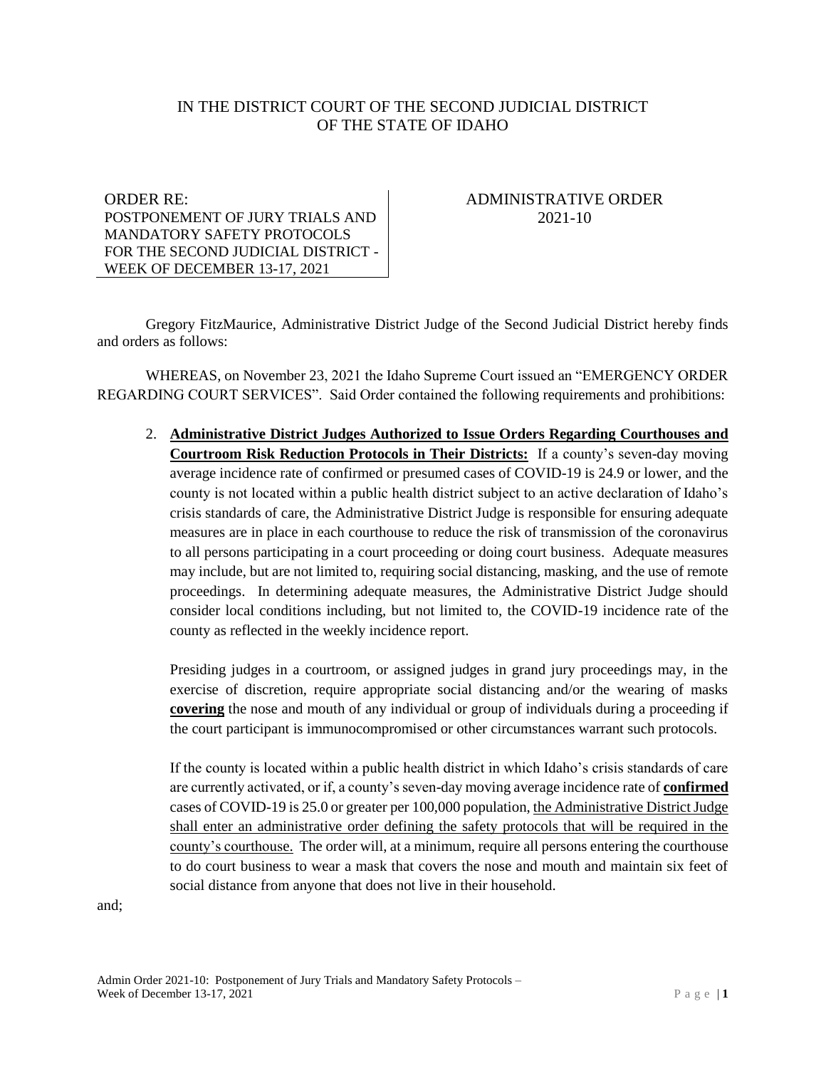IN THE DISTRICT COURT OF THE SECOND JUDICIAL DISTRICT
OF THE STATE OF IDAHO

| ORDER RE: POSTPONEMENT OF JURY TRIALS AND MANDATORY SAFETY PROTOCOLS FOR THE SECOND JUDICIAL DISTRICT - WEEK OF DECEMBER 13-17, 2021 | ADMINISTRATIVE ORDER 2021-10 |
| --- | --- |

Gregory FitzMaurice, Administrative District Judge of the Second Judicial District hereby finds and orders as follows:

WHEREAS, on November 23, 2021 the Idaho Supreme Court issued an "EMERGENCY ORDER REGARDING COURT SERVICES". Said Order contained the following requirements and prohibitions:

2. **Administrative District Judges Authorized to Issue Orders Regarding Courthouses and Courtroom Risk Reduction Protocols in Their Districts:** If a county's seven-day moving average incidence rate of confirmed or presumed cases of COVID-19 is 24.9 or lower, and the county is not located within a public health district subject to an active declaration of Idaho's crisis standards of care, the Administrative District Judge is responsible for ensuring adequate measures are in place in each courthouse to reduce the risk of transmission of the coronavirus to all persons participating in a court proceeding or doing court business. Adequate measures may include, but are not limited to, requiring social distancing, masking, and the use of remote proceedings. In determining adequate measures, the Administrative District Judge should consider local conditions including, but not limited to, the COVID-19 incidence rate of the county as reflected in the weekly incidence report.

   Presiding judges in a courtroom, or assigned judges in grand jury proceedings may, in the exercise of discretion, require appropriate social distancing and/or the wearing of masks **covering** the nose and mouth of any individual or group of individuals during a proceeding if the court participant is immunocompromised or other circumstances warrant such protocols.

   If the county is located within a public health district in which Idaho's crisis standards of care are currently activated, or if, a county's seven-day moving average incidence rate of **confirmed** cases of COVID-19 is 25.0 or greater per 100,000 population, the Administrative District Judge shall enter an administrative order defining the safety protocols that will be required in the county's courthouse. The order will, at a minimum, require all persons entering the courthouse to do court business to wear a mask that covers the nose and mouth and maintain six feet of social distance from anyone that does not live in their household.

and;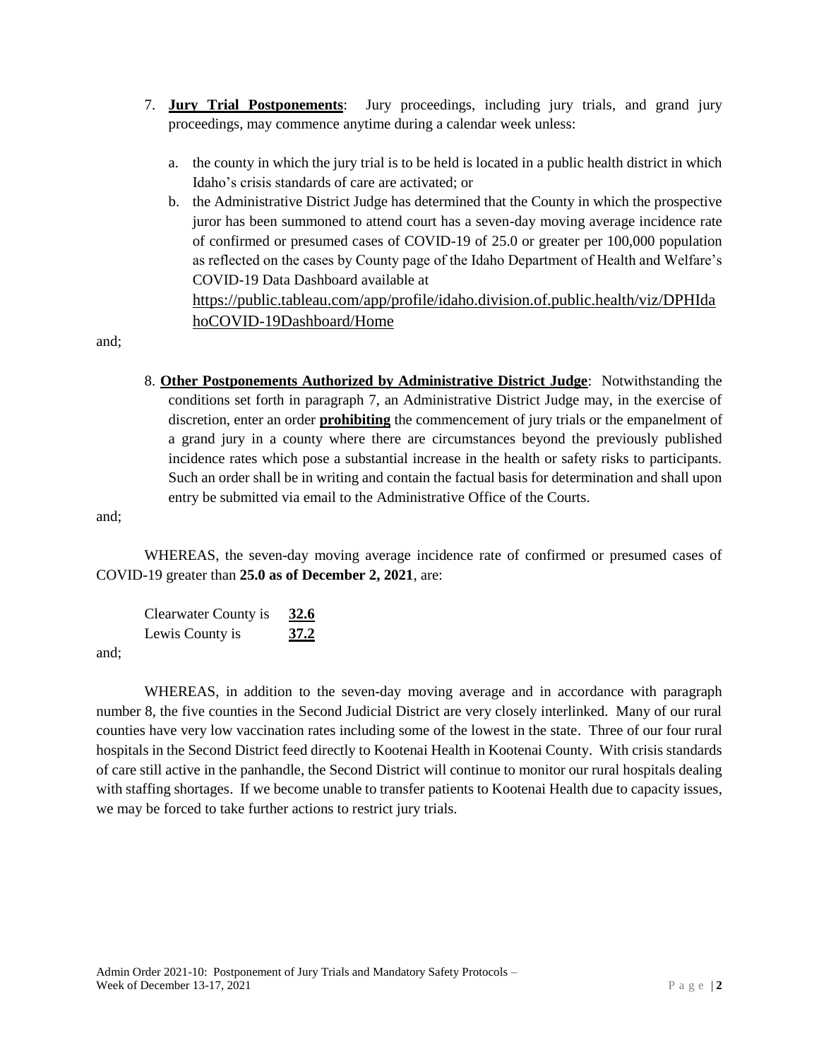7. **Jury Trial Postponements**: Jury proceedings, including jury trials, and grand jury proceedings, may commence anytime during a calendar week unless:

   a. the county in which the jury trial is to be held is located in a public health district in which Idaho's crisis standards of care are activated; or

   b. the Administrative District Judge has determined that the County in which the prospective juror has been summoned to attend court has a seven-day moving average incidence rate of confirmed or presumed cases of COVID-19 of 25.0 or greater per 100,000 population as reflected on the cases by County page of the Idaho Department of Health and Welfare's COVID-19 Data Dashboard available at https://public.tableau.com/app/profile/idaho.division.of.public.health/viz/DPHIdahoCOVID-19Dashboard/Home

and;

8. **Other Postponements Authorized by Administrative District Judge**: Notwithstanding the conditions set forth in paragraph 7, an Administrative District Judge may, in the exercise of discretion, enter an order **prohibiting** the commencement of jury trials or the empanelment of a grand jury in a county where there are circumstances beyond the previously published incidence rates which pose a substantial increase in the health or safety risks to participants. Such an order shall be in writing and contain the factual basis for determination and shall upon entry be submitted via email to the Administrative Office of the Courts.

and;

WHEREAS, the seven-day moving average incidence rate of confirmed or presumed cases of COVID-19 greater than **25.0 as of December 2, 2021**, are:

Clearwater County is **32.6**
Lewis County is **37.2**

and;

WHEREAS, in addition to the seven-day moving average and in accordance with paragraph number 8, the five counties in the Second Judicial District are very closely interlinked. Many of our rural counties have very low vaccination rates including some of the lowest in the state. Three of our four rural hospitals in the Second District feed directly to Kootenai Health in Kootenai County. With crisis standards of care still active in the panhandle, the Second District will continue to monitor our rural hospitals dealing with staffing shortages. If we become unable to transfer patients to Kootenai Health due to capacity issues, we may be forced to take further actions to restrict jury trials.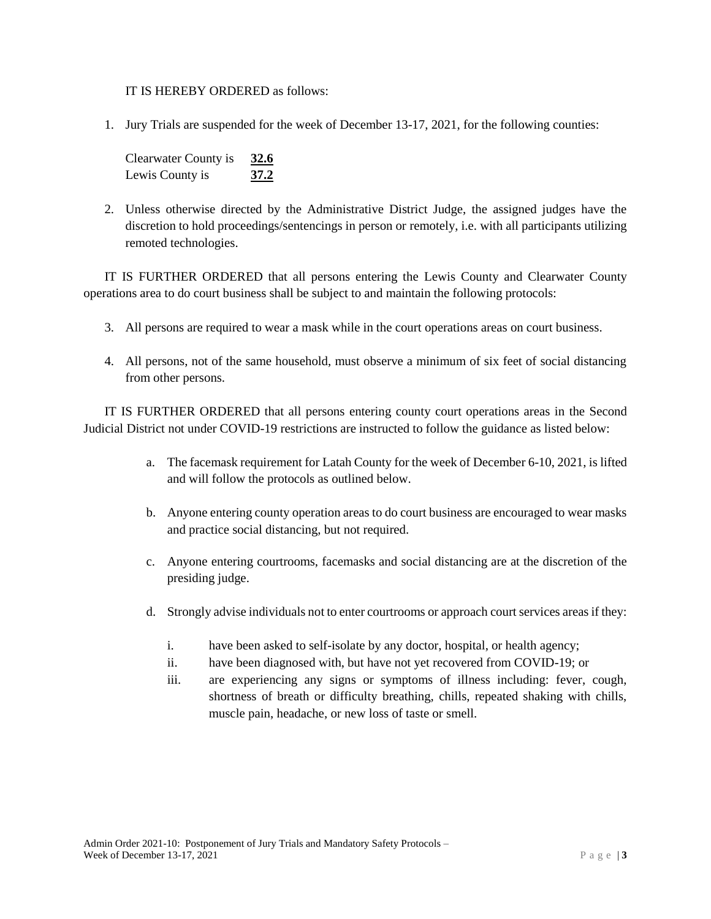IT IS HEREBY ORDERED as follows:

1. Jury Trials are suspended for the week of December 13-17, 2021, for the following counties:

   Clearwater County is **32.6**
   Lewis County is **37.2**

2. Unless otherwise directed by the Administrative District Judge, the assigned judges have the discretion to hold proceedings/sentencings in person or remotely, i.e. with all participants utilizing remoted technologies.

IT IS FURTHER ORDERED that all persons entering the Lewis County and Clearwater County operations area to do court business shall be subject to and maintain the following protocols:

3. All persons are required to wear a mask while in the court operations areas on court business.

4. All persons, not of the same household, must observe a minimum of six feet of social distancing from other persons.

IT IS FURTHER ORDERED that all persons entering county court operations areas in the Second Judicial District not under COVID-19 restrictions are instructed to follow the guidance as listed below:

a. The facemask requirement for Latah County for the week of December 6-10, 2021, is lifted and will follow the protocols as outlined below.

b. Anyone entering county operation areas to do court business are encouraged to wear masks and practice social distancing, but not required.

c. Anyone entering courtrooms, facemasks and social distancing are at the discretion of the presiding judge.

d. Strongly advise individuals not to enter courtrooms or approach court services areas if they:

   i. have been asked to self-isolate by any doctor, hospital, or health agency;
   ii. have been diagnosed with, but have not yet recovered from COVID-19; or
   iii. are experiencing any signs or symptoms of illness including: fever, cough, shortness of breath or difficulty breathing, chills, repeated shaking with chills, muscle pain, headache, or new loss of taste or smell.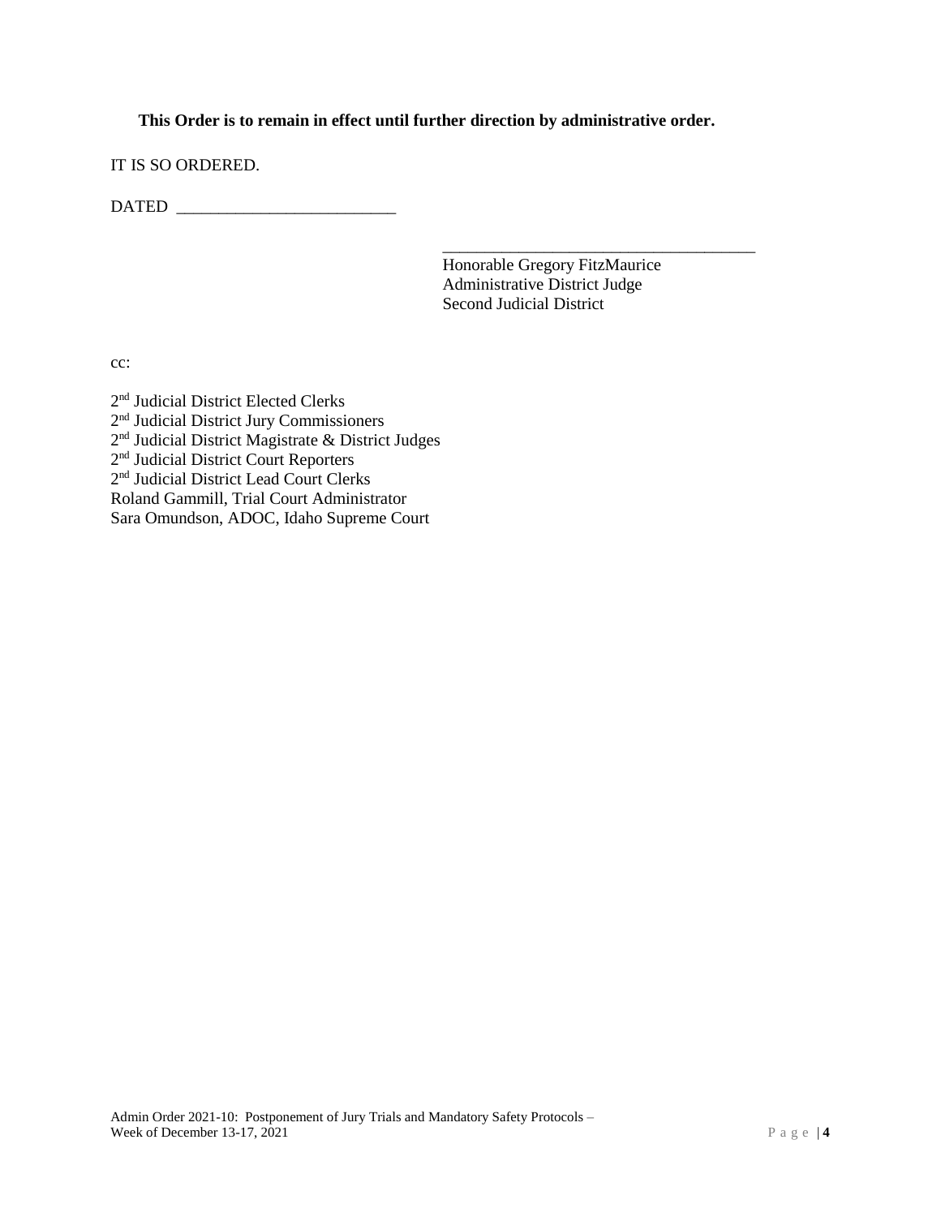**This Order is to remain in effect until further direction by administrative order.**

IT IS SO ORDERED.

DATED \_\_\_\_\_\_\_\_\_\_\_\_\_\_\_\_\_\_\_\_\_\_\_\_\_\_

\_\_\_\_\_\_\_\_\_\_\_\_\_\_\_\_\_\_\_\_\_\_\_\_\_\_\_\_\_\_\_\_\_\_\_\_\_\_

Honorable Gregory FitzMaurice
Administrative District Judge
Second Judicial District

cc:

2nd Judicial District Elected Clerks
2nd Judicial District Jury Commissioners
2nd Judicial District Magistrate & District Judges
2nd Judicial District Court Reporters
2nd Judicial District Lead Court Clerks
Roland Gammill, Trial Court Administrator
Sara Omundson, ADOC, Idaho Supreme Court